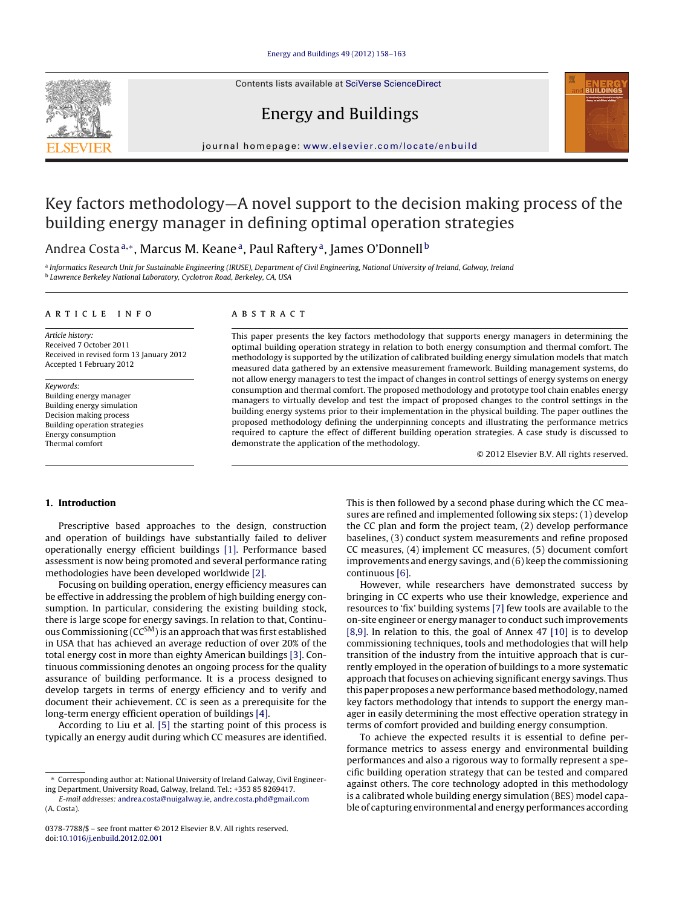Contents lists available at SciVerse ScienceDirect

# Energy and Buildings

journal homepage: www.elsevier.com/locate/enbuild

# Key factors methodology—A novel support to the decision making process of the building energy manager in defining optimal operation strategies

Andrea Costa[a,*], Marcus M. Keane[a], Paul Raftery[a], James O'Donnell[b]

[a] Informatics Research Unit for Sustainable Engineering (IRUSE), Department of Civil Engineering, National University of Ireland, Galway, Ireland
[b] Lawrence Berkeley National Laboratory, Cyclotron Road, Berkeley, CA, USA

## ARTICLE INFO

*Article history:*
Received 7 October 2011
Received in revised form 13 January 2012
Accepted 1 February 2012

*Keywords:*
Building energy manager
Building energy simulation
Decision making process
Building operation strategies
Energy consumption
Thermal comfort

## ABSTRACT

This paper presents the key factors methodology that supports energy managers in determining the optimal building operation strategy in relation to both energy consumption and thermal comfort. The methodology is supported by the utilization of calibrated building energy simulation models that match measured data gathered by an extensive measurement framework. Building management systems, do not allow energy managers to test the impact of changes in control settings of energy systems on energy consumption and thermal comfort. The proposed methodology and prototype tool chain enables energy managers to virtually develop and test the impact of proposed changes to the control settings in the building energy systems prior to their implementation in the physical building. The paper outlines the proposed methodology defining the underpinning concepts and illustrating the performance metrics required to capture the effect of different building operation strategies. A case study is discussed to demonstrate the application of the methodology.

© 2012 Elsevier B.V. All rights reserved.

## 1. Introduction

Prescriptive based approaches to the design, construction and operation of buildings have substantially failed to deliver operationally energy efficient buildings [1]. Performance based assessment is now being promoted and several performance rating methodologies have been developed worldwide [2].

Focusing on building operation, energy efficiency measures can be effective in addressing the problem of high building energy consumption. In particular, considering the existing building stock, there is large scope for energy savings. In relation to that, Continuous Commissioning ($CC^{SM}$) is an approach that was first established in USA that has achieved an average reduction of over 20% of the total energy cost in more than eighty American buildings [3]. Continuous commissioning denotes an ongoing process for the quality assurance of building performance. It is a process designed to develop targets in terms of energy efficiency and to verify and document their achievement. CC is seen as a prerequisite for the long-term energy efficient operation of buildings [4].

According to Liu et al. [5] the starting point of this process is typically an energy audit during which CC measures are identified. This is then followed by a second phase during which the CC measures are refined and implemented following six steps: (1) develop the CC plan and form the project team, (2) develop performance baselines, (3) conduct system measurements and refine proposed CC measures, (4) implement CC measures, (5) document comfort improvements and energy savings, and (6) keep the commissioning continuous [6].

However, while researchers have demonstrated success by bringing in CC experts who use their knowledge, experience and resources to 'fix' building systems [7] few tools are available to the on-site engineer or energy manager to conduct such improvements [8,9]. In relation to this, the goal of Annex 47 [10] is to develop commissioning techniques, tools and methodologies that will help transition of the industry from the intuitive approach that is currently employed in the operation of buildings to a more systematic approach that focuses on achieving significant energy savings. Thus this paper proposes a new performance based methodology, named key factors methodology that intends to support the energy manager in easily determining the most effective operation strategy in terms of comfort provided and building energy consumption.

To achieve the expected results it is essential to define performance metrics to assess energy and environmental building performances and also a rigorous way to formally represent a specific building operation strategy that can be tested and compared against others. The core technology adopted in this methodology is a calibrated whole building energy simulation (BES) model capable of capturing environmental and energy performances according

---

* Corresponding author at: National University of Ireland Galway, Civil Engineering Department, University Road, Galway, Ireland. Tel.: +353 85 8269417.
*E-mail addresses:* andrea.costa@nuigalway.ie, andre.costa.phd@gmail.com (A. Costa).

0378-7788/$ – see front matter © 2012 Elsevier B.V. All rights reserved.
doi:10.1016/j.enbuild.2012.02.001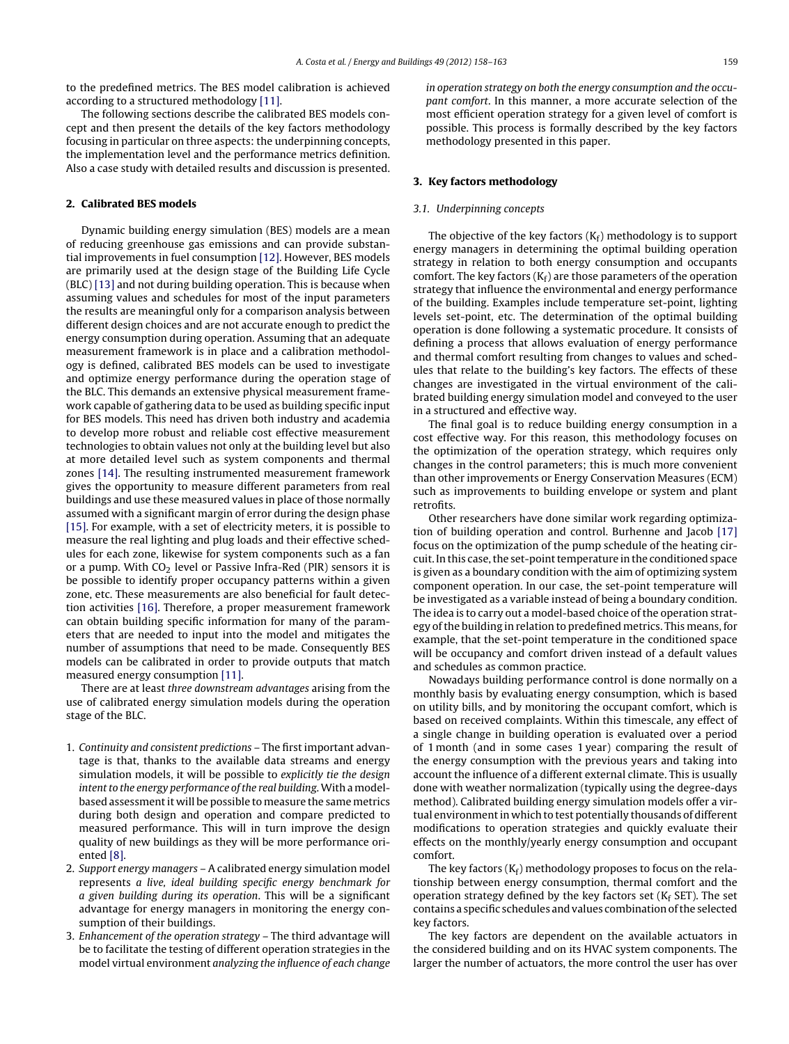to the predefined metrics. The BES model calibration is achieved according to a structured methodology [11].

The following sections describe the calibrated BES models concept and then present the details of the key factors methodology focusing in particular on three aspects: the underpinning concepts, the implementation level and the performance metrics definition. Also a case study with detailed results and discussion is presented.

## 2. Calibrated BES models

Dynamic building energy simulation (BES) models are a mean of reducing greenhouse gas emissions and can provide substantial improvements in fuel consumption [12]. However, BES models are primarily used at the design stage of the Building Life Cycle (BLC) [13] and not during building operation. This is because when assuming values and schedules for most of the input parameters the results are meaningful only for a comparison analysis between different design choices and are not accurate enough to predict the energy consumption during operation. Assuming that an adequate measurement framework is in place and a calibration methodology is defined, calibrated BES models can be used to investigate and optimize energy performance during the operation stage of the BLC. This demands an extensive physical measurement framework capable of gathering data to be used as building specific input for BES models. This need has driven both industry and academia to develop more robust and reliable cost effective measurement technologies to obtain values not only at the building level but also at more detailed level such as system components and thermal zones [14]. The resulting instrumented measurement framework gives the opportunity to measure different parameters from real buildings and use these measured values in place of those normally assumed with a significant margin of error during the design phase [15]. For example, with a set of electricity meters, it is possible to measure the real lighting and plug loads and their effective schedules for each zone, likewise for system components such as a fan or a pump. With $CO_2$ level or Passive Infra-Red (PIR) sensors it is be possible to identify proper occupancy patterns within a given zone, etc. These measurements are also beneficial for fault detection activities [16]. Therefore, a proper measurement framework can obtain building specific information for many of the parameters that are needed to input into the model and mitigates the number of assumptions that need to be made. Consequently BES models can be calibrated in order to provide outputs that match measured energy consumption [11].

There are at least *three downstream advantages* arising from the use of calibrated energy simulation models during the operation stage of the BLC.

1. *Continuity and consistent predictions* – The first important advantage is that, thanks to the available data streams and energy simulation models, it will be possible to *explicitly tie the design intent to the energy performance of the real building*. With a model-based assessment it will be possible to measure the same metrics during both design and operation and compare predicted to measured performance. This will in turn improve the design quality of new buildings as they will be more performance oriented [8].
2. *Support energy managers* – A calibrated energy simulation model represents *a live, ideal building specific energy benchmark for a given building during its operation*. This will be a significant advantage for energy managers in monitoring the energy consumption of their buildings.
3. *Enhancement of the operation strategy* – The third advantage will be to facilitate the testing of different operation strategies in the model virtual environment *analyzing the influence of each change in operation strategy on both the energy consumption and the occupant comfort*. In this manner, a more accurate selection of the most efficient operation strategy for a given level of comfort is possible. This process is formally described by the key factors methodology presented in this paper.

## 3. Key factors methodology

### 3.1. Underpinning concepts

The objective of the key factors ($K_f$) methodology is to support energy managers in determining the optimal building operation strategy in relation to both energy consumption and occupants comfort. The key factors ($K_f$) are those parameters of the operation strategy that influence the environmental and energy performance of the building. Examples include temperature set-point, lighting levels set-point, etc. The determination of the optimal building operation is done following a systematic procedure. It consists of defining a process that allows evaluation of energy performance and thermal comfort resulting from changes to values and schedules that relate to the building's key factors. The effects of these changes are investigated in the virtual environment of the calibrated building energy simulation model and conveyed to the user in a structured and effective way.

The final goal is to reduce building energy consumption in a cost effective way. For this reason, this methodology focuses on the optimization of the operation strategy, which requires only changes in the control parameters; this is much more convenient than other improvements or Energy Conservation Measures (ECM) such as improvements to building envelope or system and plant retrofits.

Other researchers have done similar work regarding optimization of building operation and control. Burhenne and Jacob [17] focus on the optimization of the pump schedule of the heating circuit. In this case, the set-point temperature in the conditioned space is given as a boundary condition with the aim of optimizing system component operation. In our case, the set-point temperature will be investigated as a variable instead of being a boundary condition. The idea is to carry out a model-based choice of the operation strategy of the building in relation to predefined metrics. This means, for example, that the set-point temperature in the conditioned space will be occupancy and comfort driven instead of a default values and schedules as common practice.

Nowadays building performance control is done normally on a monthly basis by evaluating energy consumption, which is based on utility bills, and by monitoring the occupant comfort, which is based on received complaints. Within this timescale, any effect of a single change in building operation is evaluated over a period of 1 month (and in some cases 1 year) comparing the result of the energy consumption with the previous years and taking into account the influence of a different external climate. This is usually done with weather normalization (typically using the degree-days method). Calibrated building energy simulation models offer a virtual environment in which to test potentially thousands of different modifications to operation strategies and quickly evaluate their effects on the monthly/yearly energy consumption and occupant comfort.

The key factors ($K_f$) methodology proposes to focus on the relationship between energy consumption, thermal comfort and the operation strategy defined by the key factors set ($K_f$ SET). The set contains a specific schedules and values combination of the selected key factors.

The key factors are dependent on the available actuators in the considered building and on its HVAC system components. The larger the number of actuators, the more control the user has over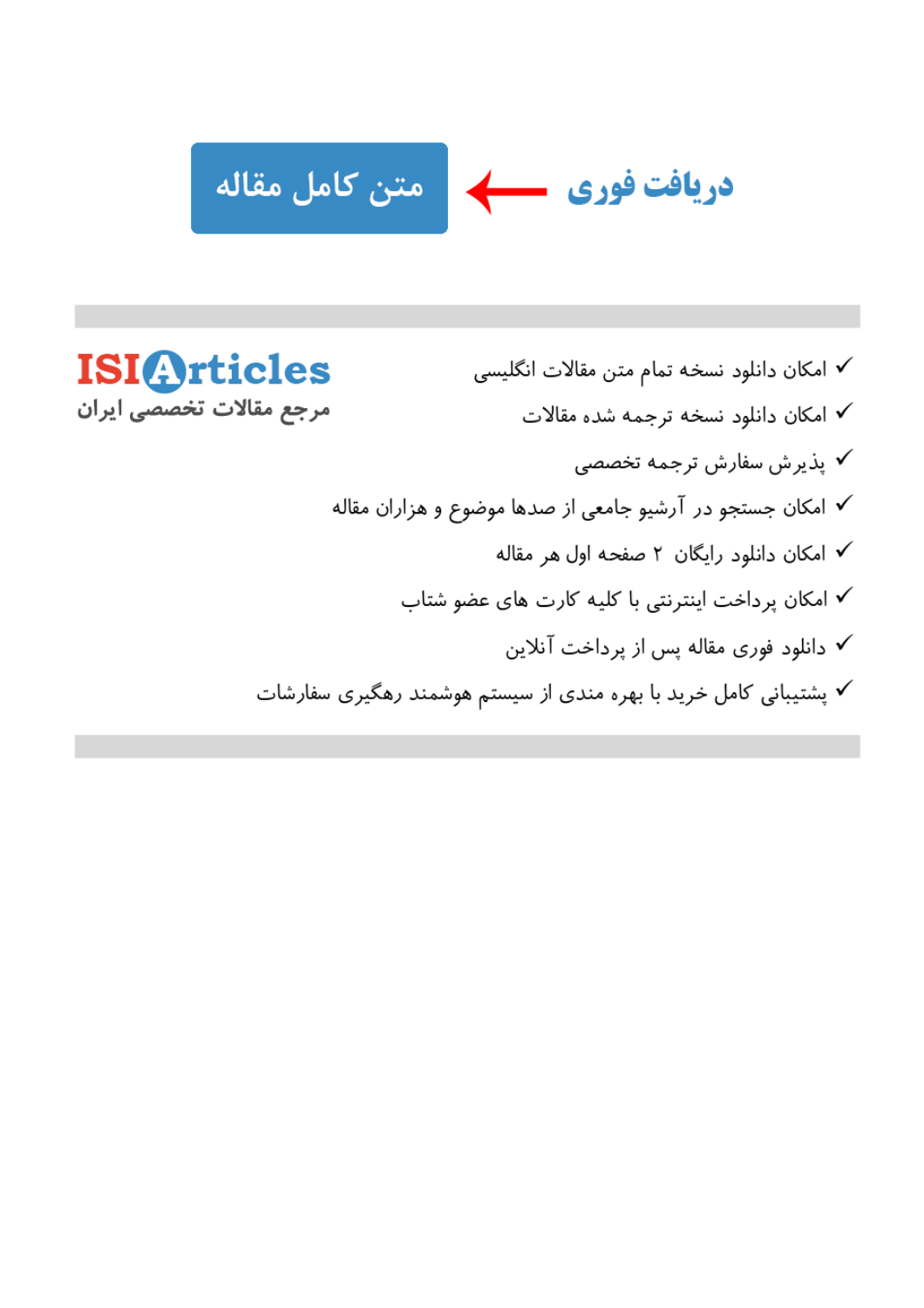دریافت فوری ← متن کامل مقاله

**ISIArticles**
مرجع مقالات تخصصی ایران

- ✓ امکان دانلود نسخه تمام متن مقالات انگلیسی
- ✓ امکان دانلود نسخه ترجمه شده مقالات
- ✓ پذیرش سفارش ترجمه تخصصی
- ✓ امکان جستجو در آرشیو جامعی از صدها موضوع و هزاران مقاله
- ✓ امکان دانلود رایگان ۲ صفحه اول هر مقاله
- ✓ امکان پرداخت اینترنتی با کلیه کارت های عضو شتاب
- ✓ دانلود فوری مقاله پس از پرداخت آنلاین
- ✓ پشتیبانی کامل خرید با بهره مندی از سیستم هوشمند رهگیری سفارشات